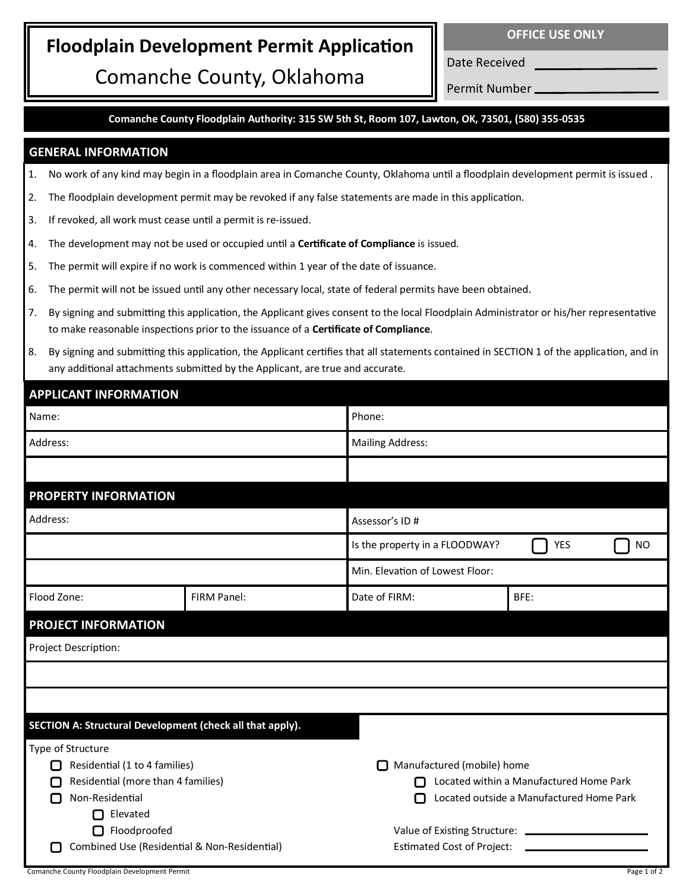# Floodplain Development Permit Application

## Comanche County, Oklahoma

| OFFICE USE ONLY | |
|---|---|
| Date Received | |
| Permit Number | |

**Comanche County Floodplain Authority: 315 SW 5th St, Room 107, Lawton, OK, 73501, (580) 355-0535**

## GENERAL INFORMATION

1. No work of any kind may begin in a floodplain area in Comanche County, Oklahoma until a floodplain development permit is issued .
2. The floodplain development permit may be revoked if any false statements are made in this application.
3. If revoked, all work must cease until a permit is re-issued.
4. The development may not be used or occupied until a **Certificate of Compliance** is issued.
5. The permit will expire if no work is commenced within 1 year of the date of issuance.
6. The permit will not be issued until any other necessary local, state of federal permits have been obtained.
7. By signing and submitting this application, the Applicant gives consent to the local Floodplain Administrator or his/her representative to make reasonable inspections prior to the issuance of a **Certificate of Compliance**.
8. By signing and submitting this application, the Applicant certifies that all statements contained in SECTION 1 of the application, and in any additional attachments submitted by the Applicant, are true and accurate.

## APPLICANT INFORMATION

| | |
|---|---|
| Name: | Phone: |
| Address: | Mailing Address: |
| | |

## PROPERTY INFORMATION

| | | | |
|---|---|---|---|
| Address: | | Assessor's ID # | |
| | | Is the property in a FLOODWAY? ☐ YES ☐ NO | |
| | | Min. Elevation of Lowest Floor: | |
| Flood Zone: | FIRM Panel: | Date of FIRM: | BFE: |

## PROJECT INFORMATION

Project Description:

&nbsp;

### SECTION A: Structural Development (check all that apply).

Type of Structure

- ☐ Residential (1 to 4 families)
- ☐ Residential (more than 4 families)
- ☐ Non-Residential
  - ☐ Elevated
  - ☐ Floodproofed
- ☐ Combined Use (Residential & Non-Residential)
- ☐ Manufactured (mobile) home
  - ☐ Located within a Manufactured Home Park
  - ☐ Located outside a Manufactured Home Park

Value of Existing Structure: ____________

Estimated Cost of Project: ____________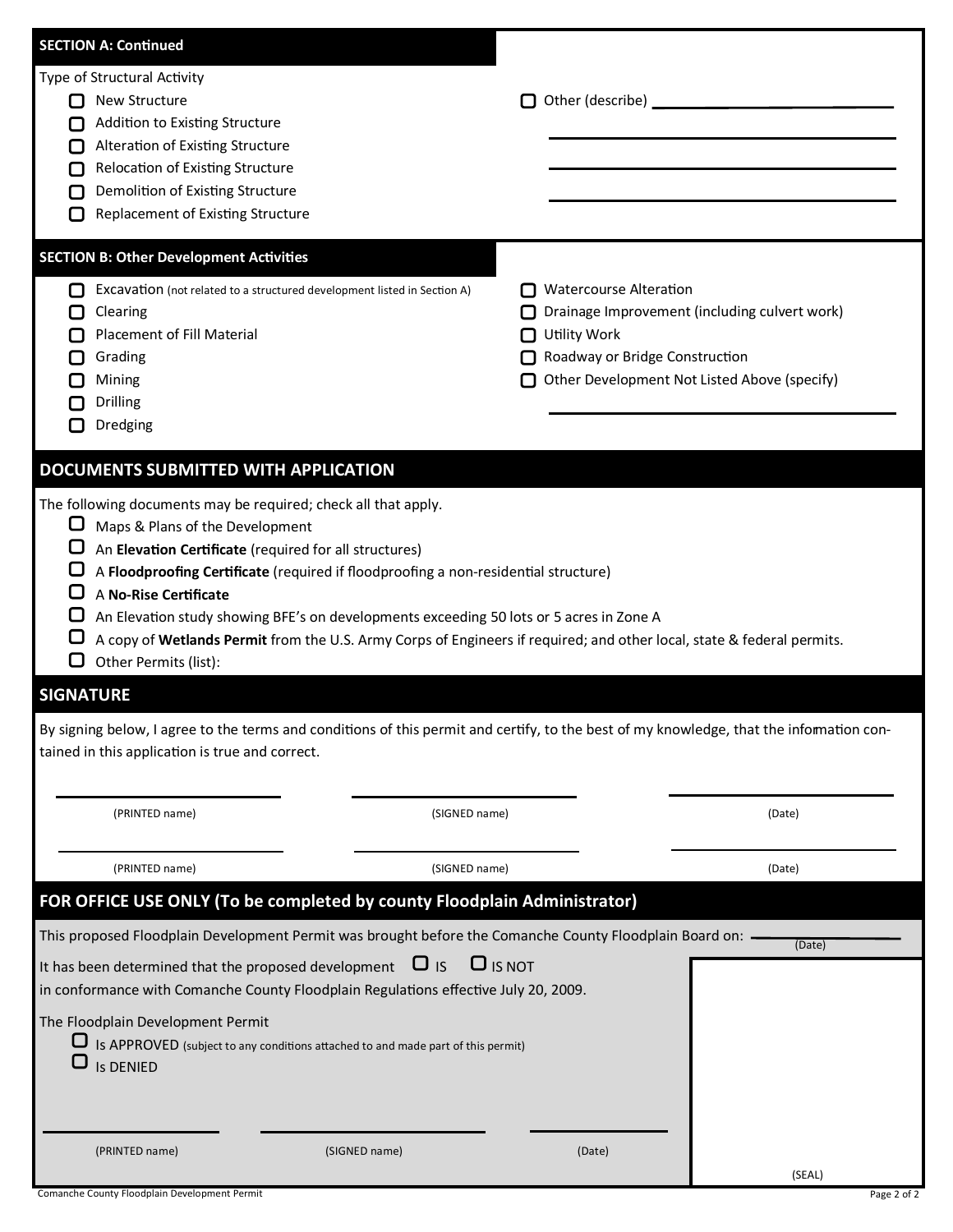## SECTION A: Continued

Type of Structural Activity

- ☐ New Structure
- ☐ Addition to Existing Structure
- ☐ Alteration of Existing Structure
- ☐ Relocation of Existing Structure
- ☐ Demolition of Existing Structure
- ☐ Replacement of Existing Structure
- ☐ Other (describe) ____________________

## SECTION B: Other Development Activities

- ☐ Excavation (not related to a structured development listed in Section A)
- ☐ Clearing
- ☐ Placement of Fill Material
- ☐ Grading
- ☐ Mining
- ☐ Drilling
- ☐ Dredging
- ☐ Watercourse Alteration
- ☐ Drainage Improvement (including culvert work)
- ☐ Utility Work
- ☐ Roadway or Bridge Construction
- ☐ Other Development Not Listed Above (specify) ____________________

## DOCUMENTS SUBMITTED WITH APPLICATION

The following documents may be required; check all that apply.

- ☐ Maps & Plans of the Development
- ☐ An **Elevation Certificate** (required for all structures)
- ☐ A **Floodproofing Certificate** (required if floodproofing a non-residential structure)
- ☐ A **No-Rise Certificate**
- ☐ An Elevation study showing BFE's on developments exceeding 50 lots or 5 acres in Zone A
- ☐ A copy of **Wetlands Permit** from the U.S. Army Corps of Engineers if required; and other local, state & federal permits.
- ☐ Other Permits (list):

## SIGNATURE

By signing below, I agree to the terms and conditions of this permit and certify, to the best of my knowledge, that the information contained in this application is true and correct.

| | | |
|---|---|---|
| ____________________ | ____________________ | ____________________ |
| (PRINTED name) | (SIGNED name) | (Date) |
| ____________________ | ____________________ | ____________________ |
| (PRINTED name) | (SIGNED name) | (Date) |

## FOR OFFICE USE ONLY (To be completed by county Floodplain Administrator)

This proposed Floodplain Development Permit was brought before the Comanche County Floodplain Board on: ____________________ (Date)

It has been determined that the proposed development ☐ IS ☐ IS NOT in conformance with Comanche County Floodplain Regulations effective July 20, 2009.

The Floodplain Development Permit

- ☐ Is APPROVED (subject to any conditions attached to and made part of this permit)
- ☐ Is DENIED

| | | |
|---|---|---|
| ____________________ | ____________________ | ____________________ |
| (PRINTED name) | (SIGNED name) | (Date) |

(SEAL)